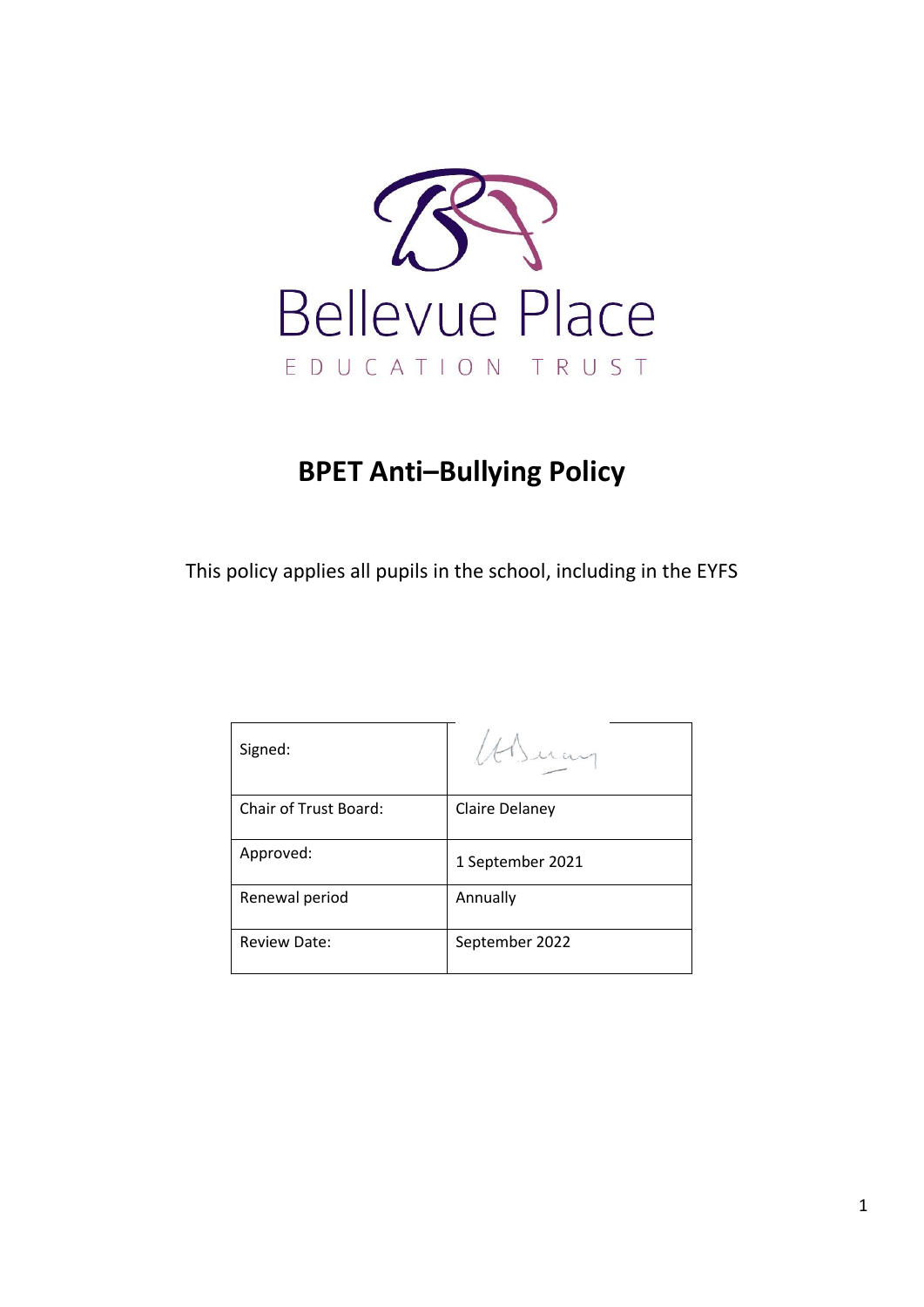Bellevue Place

EDUCATION TRUST

# BPET Anti–Bullying Policy

This policy applies all pupils in the school, including in the EYFS

| Signed: | |
|---|---|
| Chair of Trust Board: | Claire Delaney |
| Approved: | 1 September 2021 |
| Renewal period | Annually |
| Review Date: | September 2022 |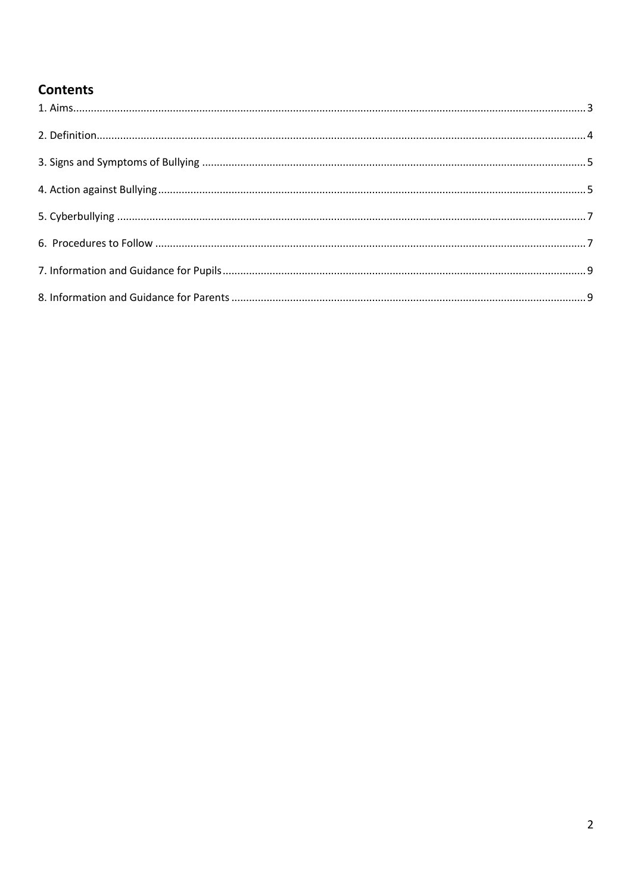## Contents

1. Aims ..... 3

2. Definition ..... 4

3. Signs and Symptoms of Bullying ..... 5

4. Action against Bullying ..... 5

5. Cyberbullying ..... 7

6. Procedures to Follow ..... 7

7. Information and Guidance for Pupils ..... 9

8. Information and Guidance for Parents ..... 9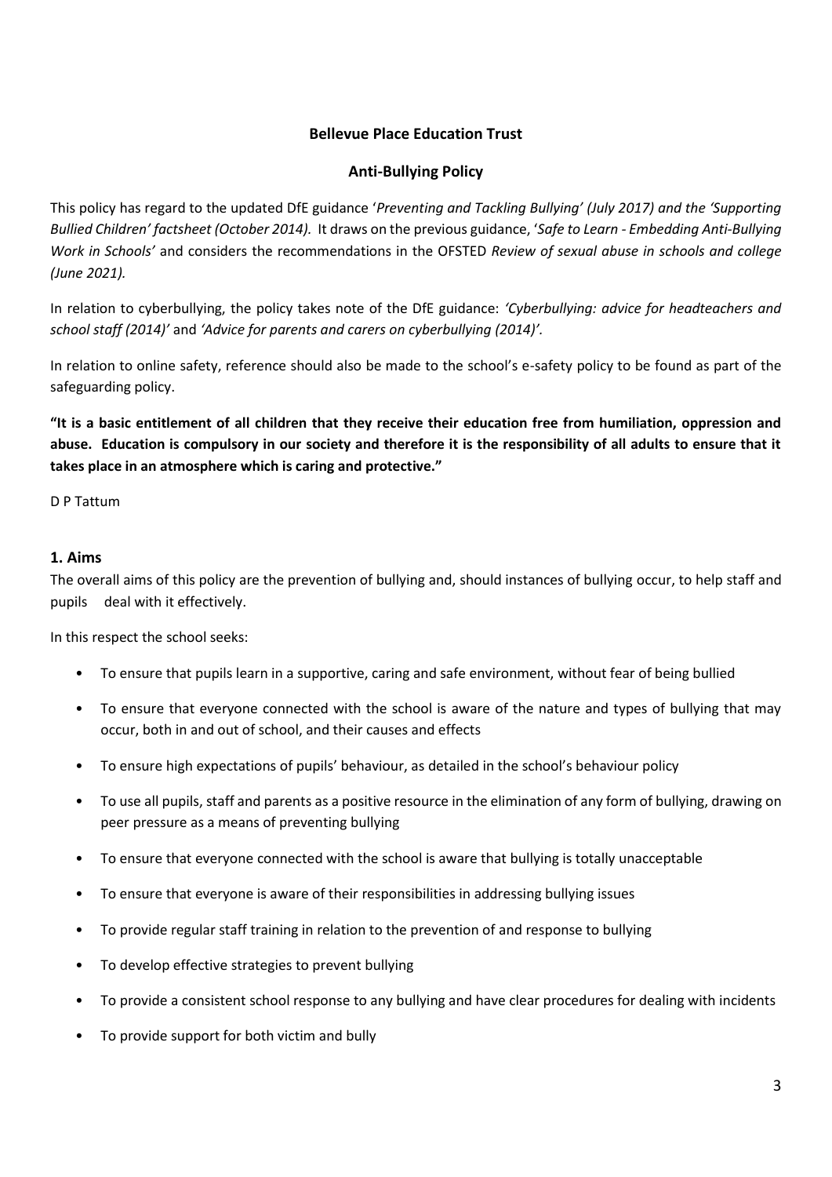**Bellevue Place Education Trust**

**Anti-Bullying Policy**

This policy has regard to the updated DfE guidance '*Preventing and Tackling Bullying' (July 2017) and the 'Supporting Bullied Children' factsheet (October 2014).* It draws on the previous guidance, '*Safe to Learn - Embedding Anti-Bullying Work in Schools'* and considers the recommendations in the OFSTED *Review of sexual abuse in schools and college (June 2021).*

In relation to cyberbullying, the policy takes note of the DfE guidance: *'Cyberbullying: advice for headteachers and school staff (2014)'* and *'Advice for parents and carers on cyberbullying (2014)'.*

In relation to online safety, reference should also be made to the school's e-safety policy to be found as part of the safeguarding policy.

**"It is a basic entitlement of all children that they receive their education free from humiliation, oppression and abuse. Education is compulsory in our society and therefore it is the responsibility of all adults to ensure that it takes place in an atmosphere which is caring and protective."**

D P Tattum

## 1. Aims

The overall aims of this policy are the prevention of bullying and, should instances of bullying occur, to help staff and pupils deal with it effectively.

In this respect the school seeks:

- To ensure that pupils learn in a supportive, caring and safe environment, without fear of being bullied
- To ensure that everyone connected with the school is aware of the nature and types of bullying that may occur, both in and out of school, and their causes and effects
- To ensure high expectations of pupils' behaviour, as detailed in the school's behaviour policy
- To use all pupils, staff and parents as a positive resource in the elimination of any form of bullying, drawing on peer pressure as a means of preventing bullying
- To ensure that everyone connected with the school is aware that bullying is totally unacceptable
- To ensure that everyone is aware of their responsibilities in addressing bullying issues
- To provide regular staff training in relation to the prevention of and response to bullying
- To develop effective strategies to prevent bullying
- To provide a consistent school response to any bullying and have clear procedures for dealing with incidents
- To provide support for both victim and bully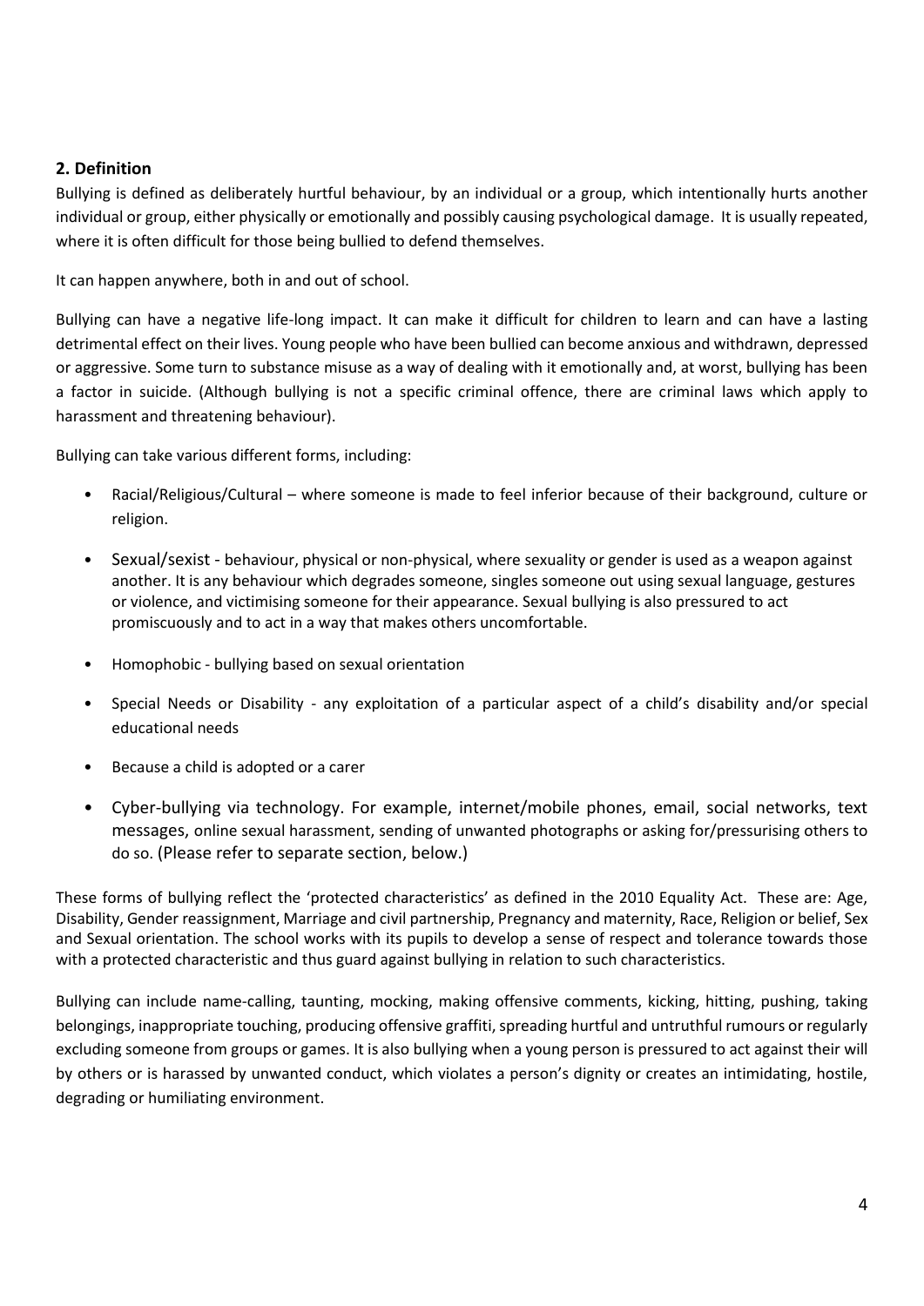## 2. Definition

Bullying is defined as deliberately hurtful behaviour, by an individual or a group, which intentionally hurts another individual or group, either physically or emotionally and possibly causing psychological damage. It is usually repeated, where it is often difficult for those being bullied to defend themselves.

It can happen anywhere, both in and out of school.

Bullying can have a negative life-long impact. It can make it difficult for children to learn and can have a lasting detrimental effect on their lives. Young people who have been bullied can become anxious and withdrawn, depressed or aggressive. Some turn to substance misuse as a way of dealing with it emotionally and, at worst, bullying has been a factor in suicide. (Although bullying is not a specific criminal offence, there are criminal laws which apply to harassment and threatening behaviour).

Bullying can take various different forms, including:

- Racial/Religious/Cultural – where someone is made to feel inferior because of their background, culture or religion.
- Sexual/sexist - behaviour, physical or non-physical, where sexuality or gender is used as a weapon against another. It is any behaviour which degrades someone, singles someone out using sexual language, gestures or violence, and victimising someone for their appearance. Sexual bullying is also pressured to act promiscuously and to act in a way that makes others uncomfortable.
- Homophobic - bullying based on sexual orientation
- Special Needs or Disability - any exploitation of a particular aspect of a child's disability and/or special educational needs
- Because a child is adopted or a carer
- Cyber-bullying via technology. For example, internet/mobile phones, email, social networks, text messages, online sexual harassment, sending of unwanted photographs or asking for/pressurising others to do so. (Please refer to separate section, below.)

These forms of bullying reflect the 'protected characteristics' as defined in the 2010 Equality Act. These are: Age, Disability, Gender reassignment, Marriage and civil partnership, Pregnancy and maternity, Race, Religion or belief, Sex and Sexual orientation. The school works with its pupils to develop a sense of respect and tolerance towards those with a protected characteristic and thus guard against bullying in relation to such characteristics.

Bullying can include name-calling, taunting, mocking, making offensive comments, kicking, hitting, pushing, taking belongings, inappropriate touching, producing offensive graffiti, spreading hurtful and untruthful rumours or regularly excluding someone from groups or games. It is also bullying when a young person is pressured to act against their will by others or is harassed by unwanted conduct, which violates a person's dignity or creates an intimidating, hostile, degrading or humiliating environment.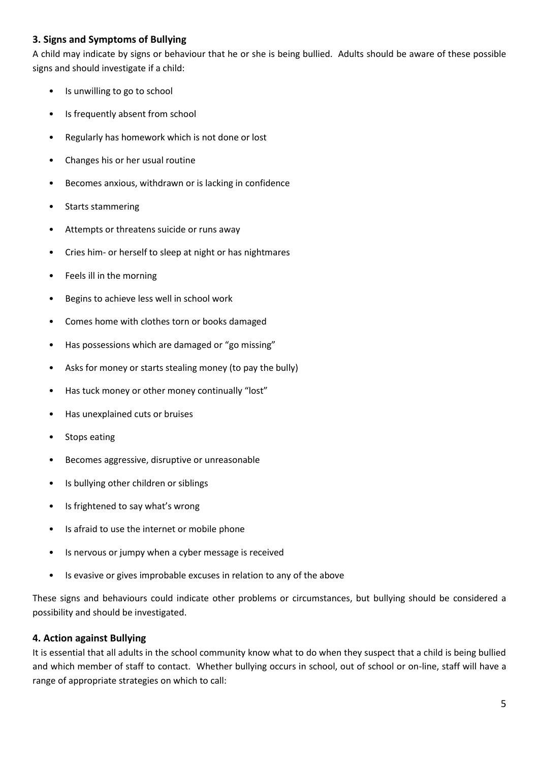### 3. Signs and Symptoms of Bullying

A child may indicate by signs or behaviour that he or she is being bullied. Adults should be aware of these possible signs and should investigate if a child:

- Is unwilling to go to school
- Is frequently absent from school
- Regularly has homework which is not done or lost
- Changes his or her usual routine
- Becomes anxious, withdrawn or is lacking in confidence
- Starts stammering
- Attempts or threatens suicide or runs away
- Cries him- or herself to sleep at night or has nightmares
- Feels ill in the morning
- Begins to achieve less well in school work
- Comes home with clothes torn or books damaged
- Has possessions which are damaged or "go missing"
- Asks for money or starts stealing money (to pay the bully)
- Has tuck money or other money continually "lost"
- Has unexplained cuts or bruises
- Stops eating
- Becomes aggressive, disruptive or unreasonable
- Is bullying other children or siblings
- Is frightened to say what's wrong
- Is afraid to use the internet or mobile phone
- Is nervous or jumpy when a cyber message is received
- Is evasive or gives improbable excuses in relation to any of the above

These signs and behaviours could indicate other problems or circumstances, but bullying should be considered a possibility and should be investigated.

### 4. Action against Bullying

It is essential that all adults in the school community know what to do when they suspect that a child is being bullied and which member of staff to contact. Whether bullying occurs in school, out of school or on-line, staff will have a range of appropriate strategies on which to call: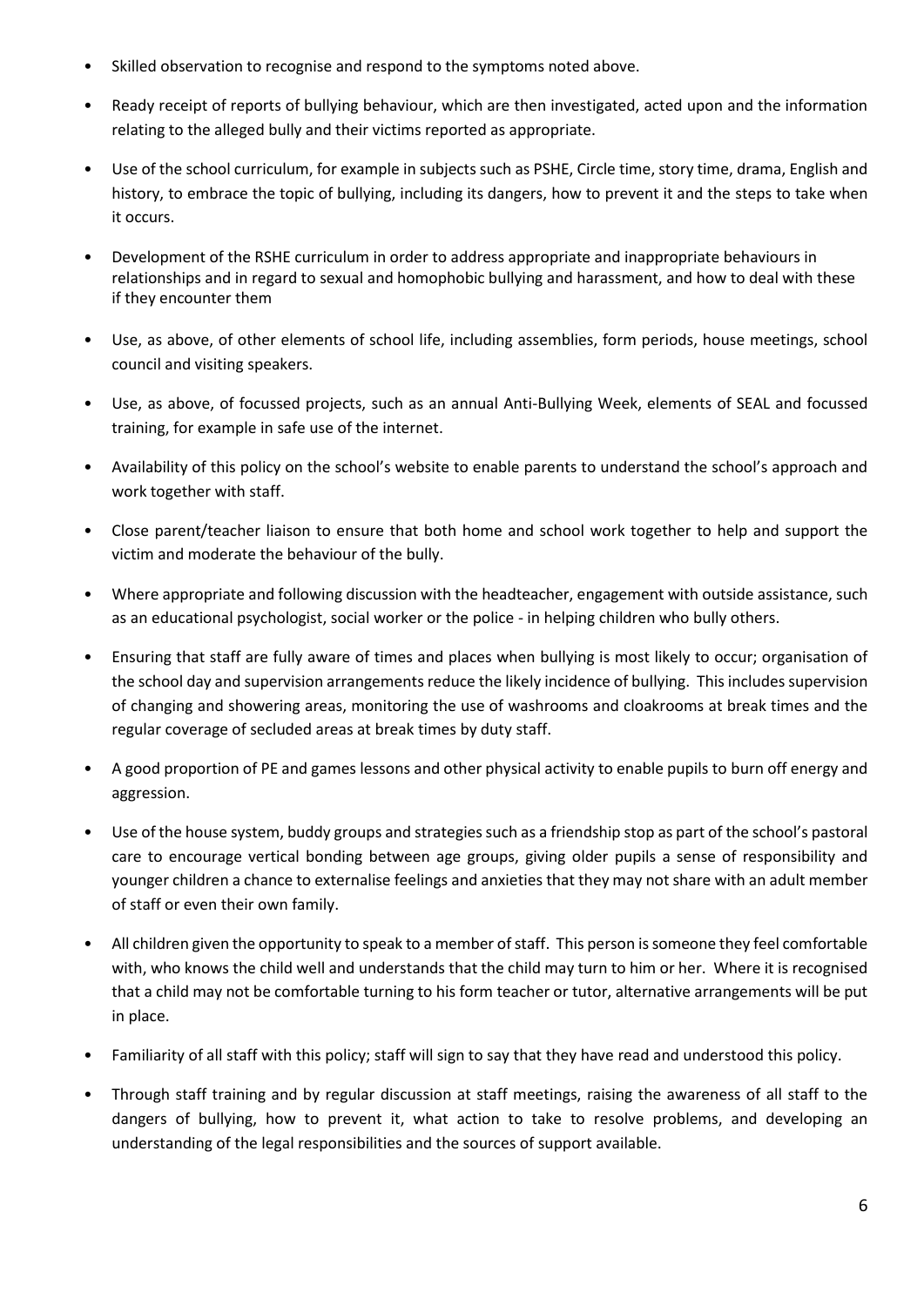- Skilled observation to recognise and respond to the symptoms noted above.
- Ready receipt of reports of bullying behaviour, which are then investigated, acted upon and the information relating to the alleged bully and their victims reported as appropriate.
- Use of the school curriculum, for example in subjects such as PSHE, Circle time, story time, drama, English and history, to embrace the topic of bullying, including its dangers, how to prevent it and the steps to take when it occurs.
- Development of the RSHE curriculum in order to address appropriate and inappropriate behaviours in relationships and in regard to sexual and homophobic bullying and harassment, and how to deal with these if they encounter them
- Use, as above, of other elements of school life, including assemblies, form periods, house meetings, school council and visiting speakers.
- Use, as above, of focussed projects, such as an annual Anti-Bullying Week, elements of SEAL and focussed training, for example in safe use of the internet.
- Availability of this policy on the school's website to enable parents to understand the school's approach and work together with staff.
- Close parent/teacher liaison to ensure that both home and school work together to help and support the victim and moderate the behaviour of the bully.
- Where appropriate and following discussion with the headteacher, engagement with outside assistance, such as an educational psychologist, social worker or the police - in helping children who bully others.
- Ensuring that staff are fully aware of times and places when bullying is most likely to occur; organisation of the school day and supervision arrangements reduce the likely incidence of bullying. This includes supervision of changing and showering areas, monitoring the use of washrooms and cloakrooms at break times and the regular coverage of secluded areas at break times by duty staff.
- A good proportion of PE and games lessons and other physical activity to enable pupils to burn off energy and aggression.
- Use of the house system, buddy groups and strategies such as a friendship stop as part of the school's pastoral care to encourage vertical bonding between age groups, giving older pupils a sense of responsibility and younger children a chance to externalise feelings and anxieties that they may not share with an adult member of staff or even their own family.
- All children given the opportunity to speak to a member of staff. This person is someone they feel comfortable with, who knows the child well and understands that the child may turn to him or her. Where it is recognised that a child may not be comfortable turning to his form teacher or tutor, alternative arrangements will be put in place.
- Familiarity of all staff with this policy; staff will sign to say that they have read and understood this policy.
- Through staff training and by regular discussion at staff meetings, raising the awareness of all staff to the dangers of bullying, how to prevent it, what action to take to resolve problems, and developing an understanding of the legal responsibilities and the sources of support available.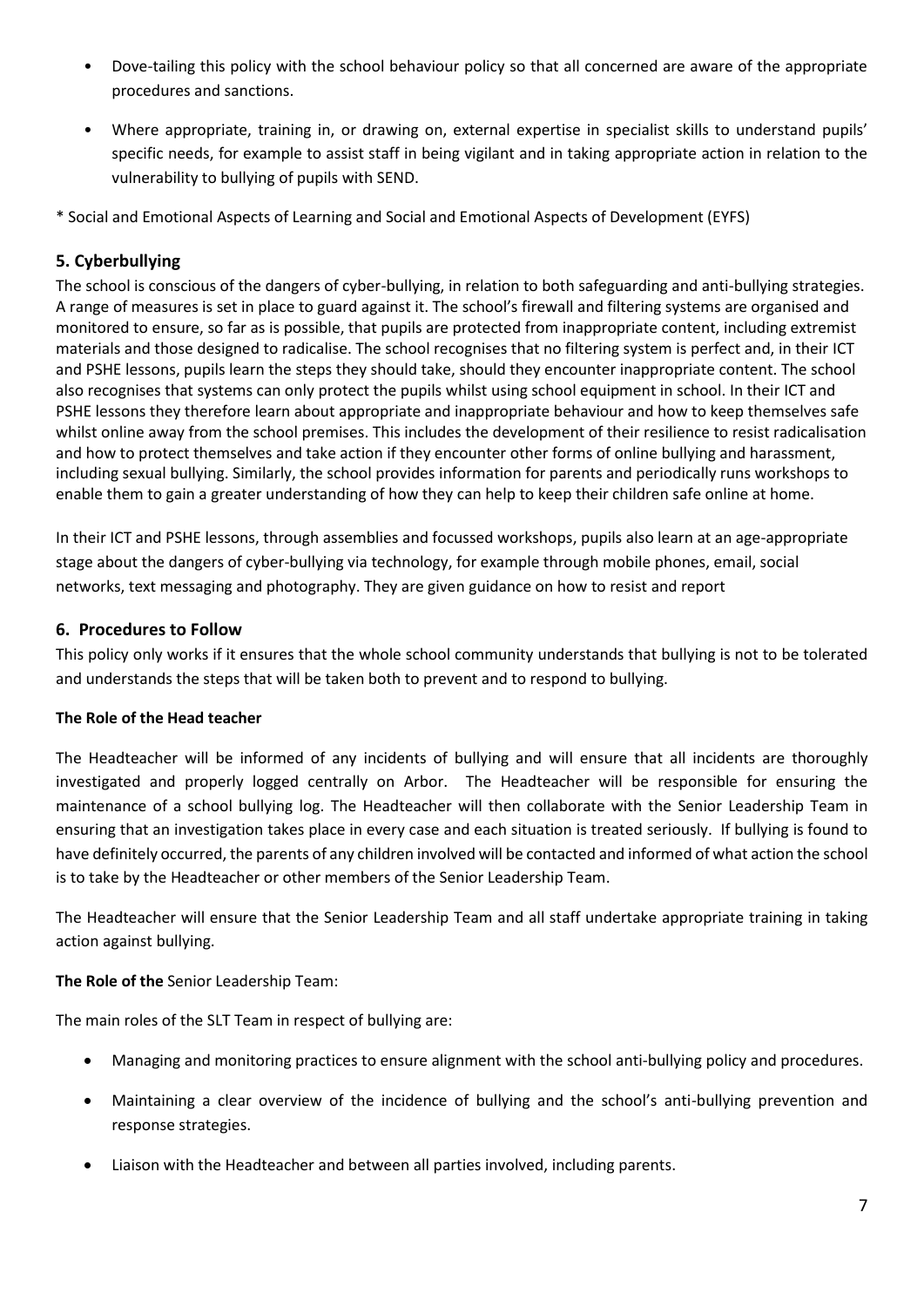- Dove-tailing this policy with the school behaviour policy so that all concerned are aware of the appropriate procedures and sanctions.
- Where appropriate, training in, or drawing on, external expertise in specialist skills to understand pupils' specific needs, for example to assist staff in being vigilant and in taking appropriate action in relation to the vulnerability to bullying of pupils with SEND.

* Social and Emotional Aspects of Learning and Social and Emotional Aspects of Development (EYFS)

## 5. Cyberbullying

The school is conscious of the dangers of cyber-bullying, in relation to both safeguarding and anti-bullying strategies. A range of measures is set in place to guard against it. The school's firewall and filtering systems are organised and monitored to ensure, so far as is possible, that pupils are protected from inappropriate content, including extremist materials and those designed to radicalise. The school recognises that no filtering system is perfect and, in their ICT and PSHE lessons, pupils learn the steps they should take, should they encounter inappropriate content. The school also recognises that systems can only protect the pupils whilst using school equipment in school. In their ICT and PSHE lessons they therefore learn about appropriate and inappropriate behaviour and how to keep themselves safe whilst online away from the school premises. This includes the development of their resilience to resist radicalisation and how to protect themselves and take action if they encounter other forms of online bullying and harassment, including sexual bullying. Similarly, the school provides information for parents and periodically runs workshops to enable them to gain a greater understanding of how they can help to keep their children safe online at home.

In their ICT and PSHE lessons, through assemblies and focussed workshops, pupils also learn at an age-appropriate stage about the dangers of cyber-bullying via technology, for example through mobile phones, email, social networks, text messaging and photography. They are given guidance on how to resist and report

## 6. Procedures to Follow

This policy only works if it ensures that the whole school community understands that bullying is not to be tolerated and understands the steps that will be taken both to prevent and to respond to bullying.

**The Role of the Head teacher**

The Headteacher will be informed of any incidents of bullying and will ensure that all incidents are thoroughly investigated and properly logged centrally on Arbor. The Headteacher will be responsible for ensuring the maintenance of a school bullying log. The Headteacher will then collaborate with the Senior Leadership Team in ensuring that an investigation takes place in every case and each situation is treated seriously. If bullying is found to have definitely occurred, the parents of any children involved will be contacted and informed of what action the school is to take by the Headteacher or other members of the Senior Leadership Team.

The Headteacher will ensure that the Senior Leadership Team and all staff undertake appropriate training in taking action against bullying.

**The Role of the** Senior Leadership Team:

The main roles of the SLT Team in respect of bullying are:

- Managing and monitoring practices to ensure alignment with the school anti-bullying policy and procedures.
- Maintaining a clear overview of the incidence of bullying and the school's anti-bullying prevention and response strategies.
- Liaison with the Headteacher and between all parties involved, including parents.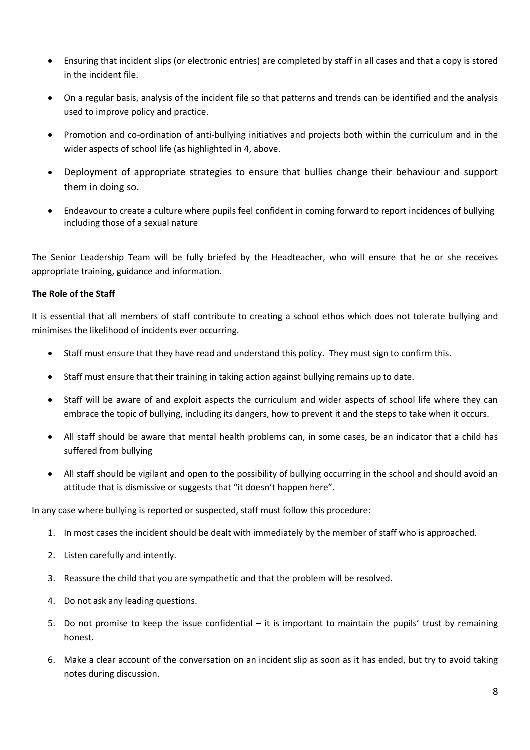- Ensuring that incident slips (or electronic entries) are completed by staff in all cases and that a copy is stored in the incident file.
- On a regular basis, analysis of the incident file so that patterns and trends can be identified and the analysis used to improve policy and practice.
- Promotion and co-ordination of anti-bullying initiatives and projects both within the curriculum and in the wider aspects of school life (as highlighted in 4, above.
- Deployment of appropriate strategies to ensure that bullies change their behaviour and support them in doing so.
- Endeavour to create a culture where pupils feel confident in coming forward to report incidences of bullying including those of a sexual nature

The Senior Leadership Team will be fully briefed by the Headteacher, who will ensure that he or she receives appropriate training, guidance and information.

**The Role of the Staff**

It is essential that all members of staff contribute to creating a school ethos which does not tolerate bullying and minimises the likelihood of incidents ever occurring.

- Staff must ensure that they have read and understand this policy. They must sign to confirm this.
- Staff must ensure that their training in taking action against bullying remains up to date.
- Staff will be aware of and exploit aspects the curriculum and wider aspects of school life where they can embrace the topic of bullying, including its dangers, how to prevent it and the steps to take when it occurs.
- All staff should be aware that mental health problems can, in some cases, be an indicator that a child has suffered from bullying
- All staff should be vigilant and open to the possibility of bullying occurring in the school and should avoid an attitude that is dismissive or suggests that "it doesn't happen here".

In any case where bullying is reported or suspected, staff must follow this procedure:

1. In most cases the incident should be dealt with immediately by the member of staff who is approached.
2. Listen carefully and intently.
3. Reassure the child that you are sympathetic and that the problem will be resolved.
4. Do not ask any leading questions.
5. Do not promise to keep the issue confidential – it is important to maintain the pupils' trust by remaining honest.
6. Make a clear account of the conversation on an incident slip as soon as it has ended, but try to avoid taking notes during discussion.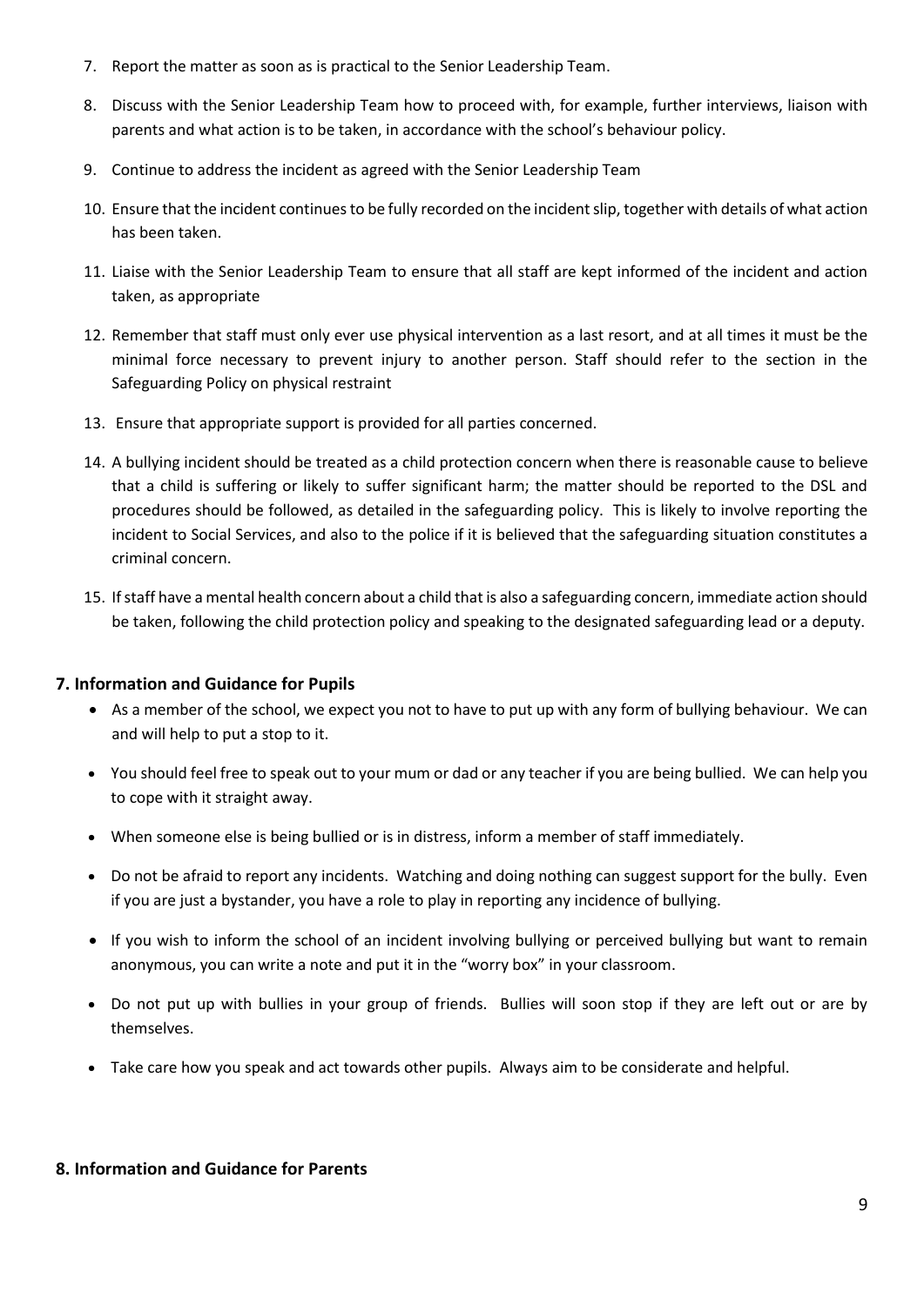7. Report the matter as soon as is practical to the Senior Leadership Team.
8. Discuss with the Senior Leadership Team how to proceed with, for example, further interviews, liaison with parents and what action is to be taken, in accordance with the school's behaviour policy.
9. Continue to address the incident as agreed with the Senior Leadership Team
10. Ensure that the incident continues to be fully recorded on the incident slip, together with details of what action has been taken.
11. Liaise with the Senior Leadership Team to ensure that all staff are kept informed of the incident and action taken, as appropriate
12. Remember that staff must only ever use physical intervention as a last resort, and at all times it must be the minimal force necessary to prevent injury to another person. Staff should refer to the section in the Safeguarding Policy on physical restraint
13. Ensure that appropriate support is provided for all parties concerned.
14. A bullying incident should be treated as a child protection concern when there is reasonable cause to believe that a child is suffering or likely to suffer significant harm; the matter should be reported to the DSL and procedures should be followed, as detailed in the safeguarding policy. This is likely to involve reporting the incident to Social Services, and also to the police if it is believed that the safeguarding situation constitutes a criminal concern.
15. If staff have a mental health concern about a child that is also a safeguarding concern, immediate action should be taken, following the child protection policy and speaking to the designated safeguarding lead or a deputy.

## 7. Information and Guidance for Pupils

- As a member of the school, we expect you not to have to put up with any form of bullying behaviour. We can and will help to put a stop to it.
- You should feel free to speak out to your mum or dad or any teacher if you are being bullied. We can help you to cope with it straight away.
- When someone else is being bullied or is in distress, inform a member of staff immediately.
- Do not be afraid to report any incidents. Watching and doing nothing can suggest support for the bully. Even if you are just a bystander, you have a role to play in reporting any incidence of bullying.
- If you wish to inform the school of an incident involving bullying or perceived bullying but want to remain anonymous, you can write a note and put it in the "worry box" in your classroom.
- Do not put up with bullies in your group of friends. Bullies will soon stop if they are left out or are by themselves.
- Take care how you speak and act towards other pupils. Always aim to be considerate and helpful.

## 8. Information and Guidance for Parents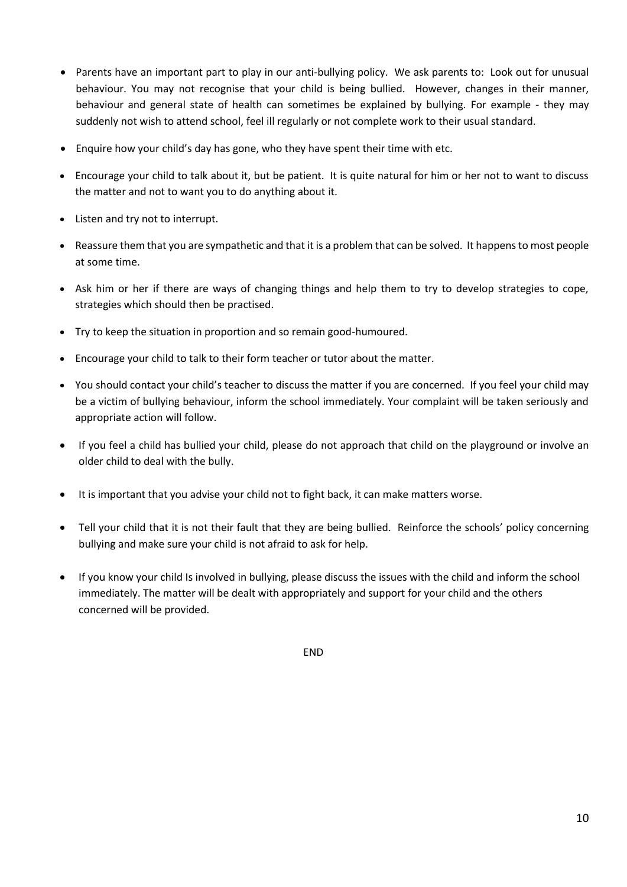- Parents have an important part to play in our anti-bullying policy. We ask parents to: Look out for unusual behaviour. You may not recognise that your child is being bullied. However, changes in their manner, behaviour and general state of health can sometimes be explained by bullying. For example - they may suddenly not wish to attend school, feel ill regularly or not complete work to their usual standard.
- Enquire how your child's day has gone, who they have spent their time with etc.
- Encourage your child to talk about it, but be patient. It is quite natural for him or her not to want to discuss the matter and not to want you to do anything about it.
- Listen and try not to interrupt.
- Reassure them that you are sympathetic and that it is a problem that can be solved. It happens to most people at some time.
- Ask him or her if there are ways of changing things and help them to try to develop strategies to cope, strategies which should then be practised.
- Try to keep the situation in proportion and so remain good-humoured.
- Encourage your child to talk to their form teacher or tutor about the matter.
- You should contact your child's teacher to discuss the matter if you are concerned. If you feel your child may be a victim of bullying behaviour, inform the school immediately. Your complaint will be taken seriously and appropriate action will follow.
- If you feel a child has bullied your child, please do not approach that child on the playground or involve an older child to deal with the bully.
- It is important that you advise your child not to fight back, it can make matters worse.
- Tell your child that it is not their fault that they are being bullied. Reinforce the schools' policy concerning bullying and make sure your child is not afraid to ask for help.
- If you know your child Is involved in bullying, please discuss the issues with the child and inform the school immediately. The matter will be dealt with appropriately and support for your child and the others concerned will be provided.

END